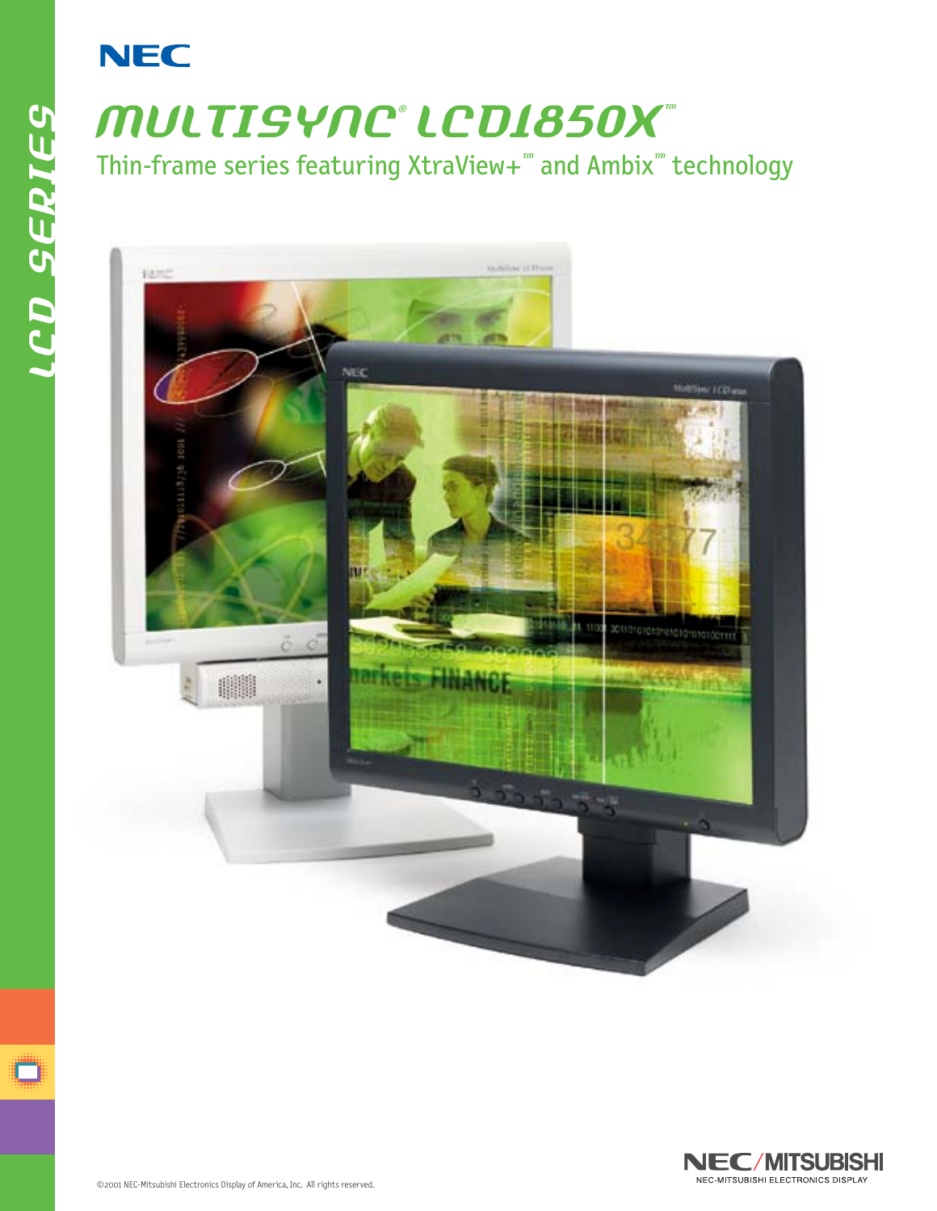NEC

# MULTISYNC® LCD1850X™

## Thin-frame series featuring XtraView+™ and Ambix™ technology

LCD SERIES

NEC/MITSUBISHI
NEC-MITSUBISHI ELECTRONICS DISPLAY

©2001 NEC-Mitsubishi Electronics Display of America, Inc. All rights reserved.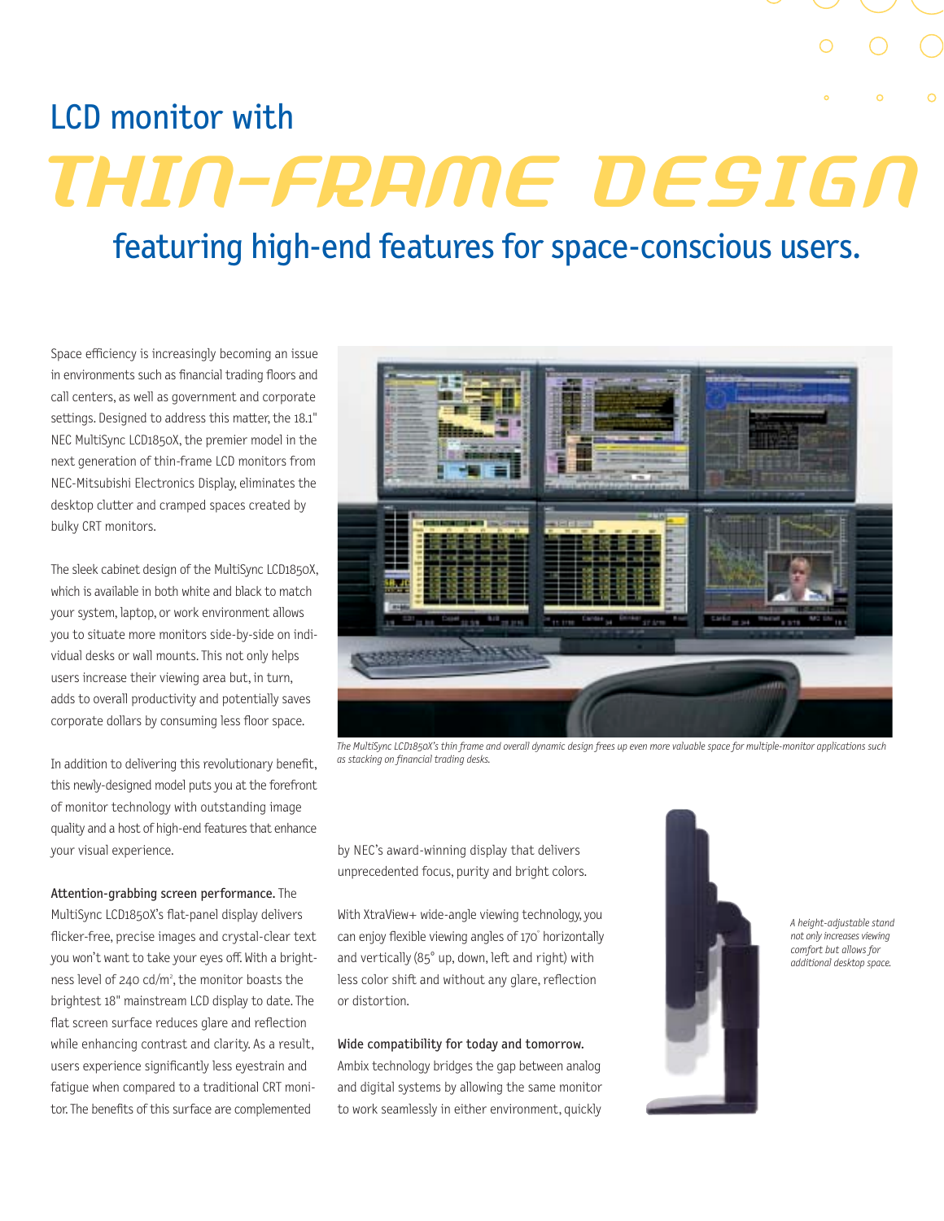## LCD monitor with

# THIN-FRAME DESIGN

## featuring high-end features for space-conscious users.

Space efficiency is increasingly becoming an issue in environments such as financial trading floors and call centers, as well as government and corporate settings. Designed to address this matter, the 18.1" NEC MultiSync LCD1850X, the premier model in the next generation of thin-frame LCD monitors from NEC-Mitsubishi Electronics Display, eliminates the desktop clutter and cramped spaces created by bulky CRT monitors.

The sleek cabinet design of the MultiSync LCD1850X, which is available in both white and black to match your system, laptop, or work environment allows you to situate more monitors side-by-side on individual desks or wall mounts. This not only helps users increase their viewing area but, in turn, adds to overall productivity and potentially saves corporate dollars by consuming less floor space.

In addition to delivering this revolutionary benefit, this newly-designed model puts you at the forefront of monitor technology with outstanding image quality and a host of high-end features that enhance your visual experience.

*The MultiSync LCD1850X's thin frame and overall dynamic design frees up even more valuable space for multiple-monitor applications such as stacking on financial trading desks.*

**Attention-grabbing screen performance.** The MultiSync LCD1850X's flat-panel display delivers flicker-free, precise images and crystal-clear text you won't want to take your eyes off. With a brightness level of 240 cd/m², the monitor boasts the brightest 18" mainstream LCD display to date. The flat screen surface reduces glare and reflection while enhancing contrast and clarity. As a result, users experience significantly less eyestrain and fatigue when compared to a traditional CRT monitor. The benefits of this surface are complemented by NEC's award-winning display that delivers unprecedented focus, purity and bright colors.

With XtraView+ wide-angle viewing technology, you can enjoy flexible viewing angles of 170° horizontally and vertically (85° up, down, left and right) with less color shift and without any glare, reflection or distortion.

**Wide compatibility for today and tomorrow.** Ambix technology bridges the gap between analog and digital systems by allowing the same monitor to work seamlessly in either environment, quickly

*A height-adjustable stand not only increases viewing comfort but allows for additional desktop space.*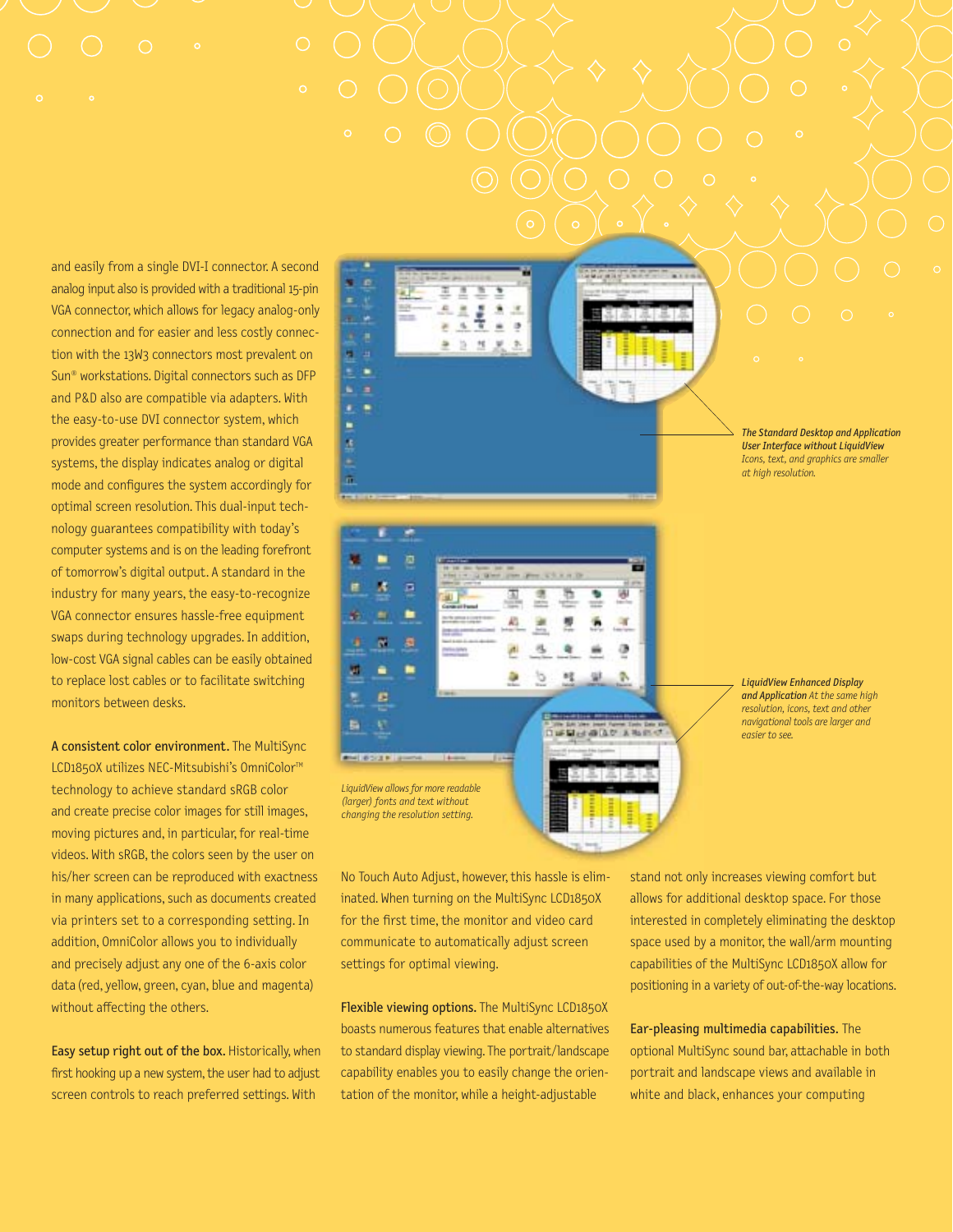and easily from a single DVI-I connector. A second analog input also is provided with a traditional 15-pin VGA connector, which allows for legacy analog-only connection and for easier and less costly connection with the 13W3 connectors most prevalent on Sun® workstations. Digital connectors such as DFP and P&D also are compatible via adapters. With the easy-to-use DVI connector system, which provides greater performance than standard VGA systems, the display indicates analog or digital mode and configures the system accordingly for optimal screen resolution. This dual-input technology guarantees compatibility with today's computer systems and is on the leading forefront of tomorrow's digital output. A standard in the industry for many years, the easy-to-recognize VGA connector ensures hassle-free equipment swaps during technology upgrades. In addition, low-cost VGA signal cables can be easily obtained to replace lost cables or to facilitate switching monitors between desks.

**A consistent color environment.** The MultiSync LCD1850X utilizes NEC-Mitsubishi's OmniColor™ technology to achieve standard sRGB color and create precise color images for still images, moving pictures and, in particular, for real-time videos. With sRGB, the colors seen by the user on his/her screen can be reproduced with exactness in many applications, such as documents created via printers set to a corresponding setting. In addition, OmniColor allows you to individually and precisely adjust any one of the 6-axis color data (red, yellow, green, cyan, blue and magenta) without affecting the others.

**Easy setup right out of the box.** Historically, when first hooking up a new system, the user had to adjust screen controls to reach preferred settings. With No Touch Auto Adjust, however, this hassle is eliminated. When turning on the MultiSync LCD1850X for the first time, the monitor and video card communicate to automatically adjust screen settings for optimal viewing.

***The Standard Desktop and Application User Interface without LiquidView*** *Icons, text, and graphics are smaller at high resolution.*

***LiquidView Enhanced Display and Application*** *At the same high resolution, icons, text and other navigational tools are larger and easier to see.*

*LiquidView allows for more readable (larger) fonts and text without changing the resolution setting.*

**Flexible viewing options.** The MultiSync LCD1850X boasts numerous features that enable alternatives to standard display viewing. The portrait/landscape capability enables you to easily change the orientation of the monitor, while a height-adjustable stand not only increases viewing comfort but allows for additional desktop space. For those interested in completely eliminating the desktop space used by a monitor, the wall/arm mounting capabilities of the MultiSync LCD1850X allow for positioning in a variety of out-of-the-way locations.

**Ear-pleasing multimedia capabilities.** The optional MultiSync sound bar, attachable in both portrait and landscape views and available in white and black, enhances your computing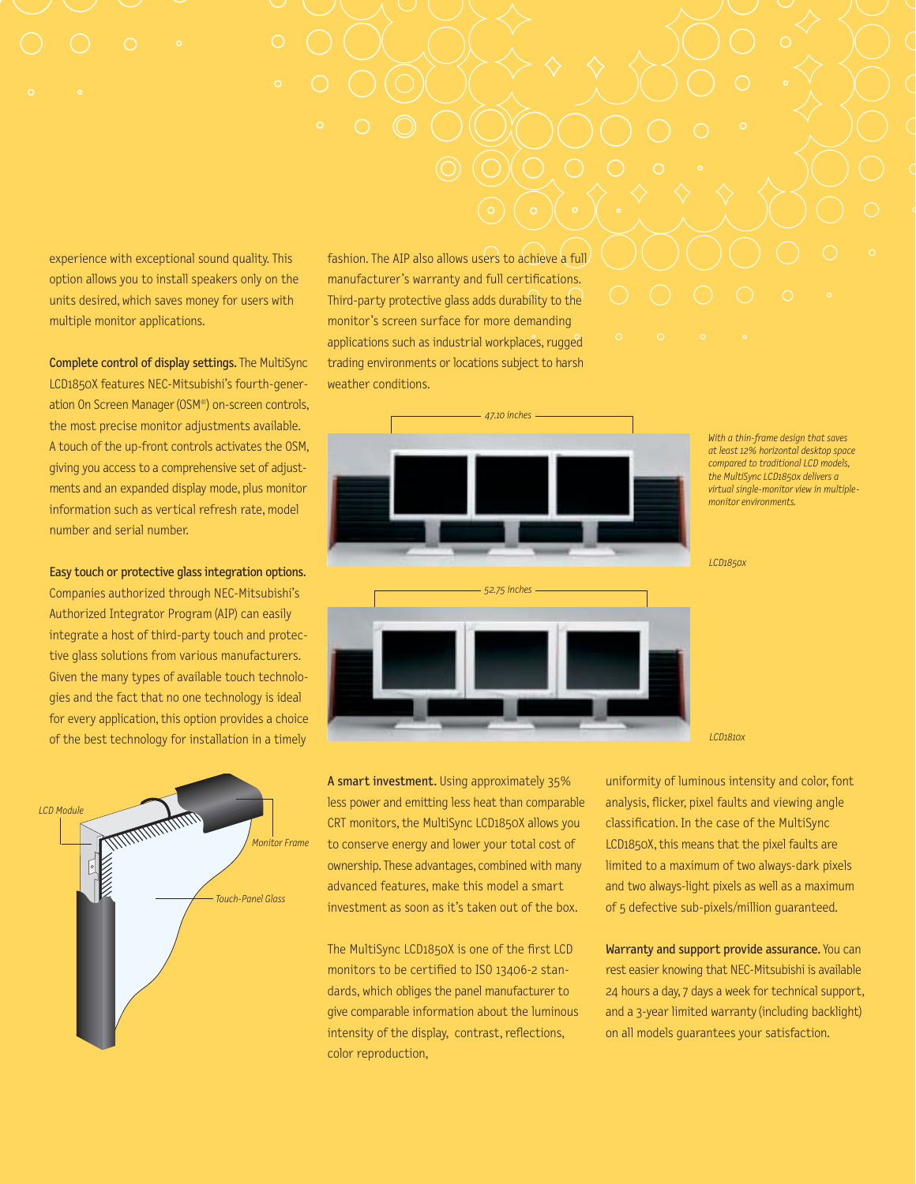experience with exceptional sound quality. This option allows you to install speakers only on the units desired, which saves money for users with multiple monitor applications.

**Complete control of display settings.** The MultiSync LCD1850X features NEC-Mitsubishi's fourth-generation On Screen Manager (OSM®) on-screen controls, the most precise monitor adjustments available. A touch of the up-front controls activates the OSM, giving you access to a comprehensive set of adjustments and an expanded display mode, plus monitor information such as vertical refresh rate, model number and serial number.

**Easy touch or protective glass integration options.** Companies authorized through NEC-Mitsubishi's Authorized Integrator Program (AIP) can easily integrate a host of third-party touch and protective glass solutions from various manufacturers. Given the many types of available touch technologies and the fact that no one technology is ideal for every application, this option provides a choice of the best technology for installation in a timely fashion. The AIP also allows users to achieve a full manufacturer's warranty and full certifications. Third-party protective glass adds durability to the monitor's screen surface for more demanding applications such as industrial workplaces, rugged trading environments or locations subject to harsh weather conditions.

LCD Module

Monitor Frame

Touch-Panel Glass

47.10 inches

*With a thin-frame design that saves at least 12% horizontal desktop space compared to traditional LCD models, the MultiSync LCD1850X delivers a virtual single-monitor view in multiple-monitor environments.*

*LCD1850X*

52.75 inches

*LCD1810X*

**A smart investment.** Using approximately 35% less power and emitting less heat than comparable CRT monitors, the MultiSync LCD1850X allows you to conserve energy and lower your total cost of ownership. These advantages, combined with many advanced features, make this model a smart investment as soon as it's taken out of the box.

The MultiSync LCD1850X is one of the first LCD monitors to be certified to ISO 13406-2 standards, which obliges the panel manufacturer to give comparable information about the luminous intensity of the display, contrast, reflections, color reproduction, uniformity of luminous intensity and color, font analysis, flicker, pixel faults and viewing angle classification. In the case of the MultiSync LCD1850X, this means that the pixel faults are limited to a maximum of two always-dark pixels and two always-light pixels as well as a maximum of 5 defective sub-pixels/million guaranteed.

**Warranty and support provide assurance.** You can rest easier knowing that NEC-Mitsubishi is available 24 hours a day, 7 days a week for technical support, and a 3-year limited warranty (including backlight) on all models guarantees your satisfaction.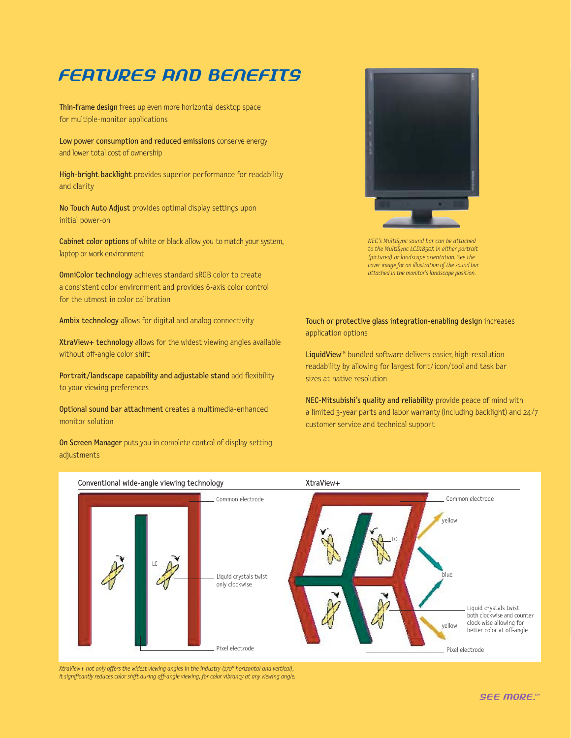# FEATURES AND BENEFITS

**Thin-frame design** frees up even more horizontal desktop space for multiple-monitor applications

**Low power consumption and reduced emissions** conserve energy and lower total cost of ownership

**High-bright backlight** provides superior performance for readability and clarity

**No Touch Auto Adjust** provides optimal display settings upon initial power-on

**Cabinet color options** of white or black allow you to match your system, laptop or work environment

**OmniColor technology** achieves standard sRGB color to create a consistent color environment and provides 6-axis color control for the utmost in color calibration

**Ambix technology** allows for digital and analog connectivity

**XtraView+ technology** allows for the widest viewing angles available without off-angle color shift

**Portrait/landscape capability and adjustable stand** add flexibility to your viewing preferences

**Optional sound bar attachment** creates a multimedia-enhanced monitor solution

**On Screen Manager** puts you in complete control of display setting adjustments

*NEC's MultiSync sound bar can be attached to the MultiSync LCD1850X in either portrait (pictured) or landscape orientation. See the cover image for an illustration of the sound bar attached in the monitor's landscape position.*

**Touch or protective glass integration-enabling design** increases application options

**LiquidView**™ bundled software delivers easier, high-resolution readability by allowing for largest font/icon/tool and task bar sizes at native resolution

**NEC-Mitsubishi's quality and reliability** provide peace of mind with a limited 3-year parts and labor warranty (including backlight) and 24/7 customer service and technical support

Conventional wide-angle viewing technology

Common electrode

LC

Liquid crystals twist only clockwise

Pixel electrode

XtraView+

Common electrode

yellow

LC

blue

yellow

Liquid crystals twist both clockwise and counter clock-wise allowing for better color at off-angle

Pixel electrode

*XtraView+ not only offers the widest viewing angles in the industry (170° horizontal and vertical), it significantly reduces color shift during off-angle viewing, for color vibrancy at any viewing angle.*

SEE MORE.™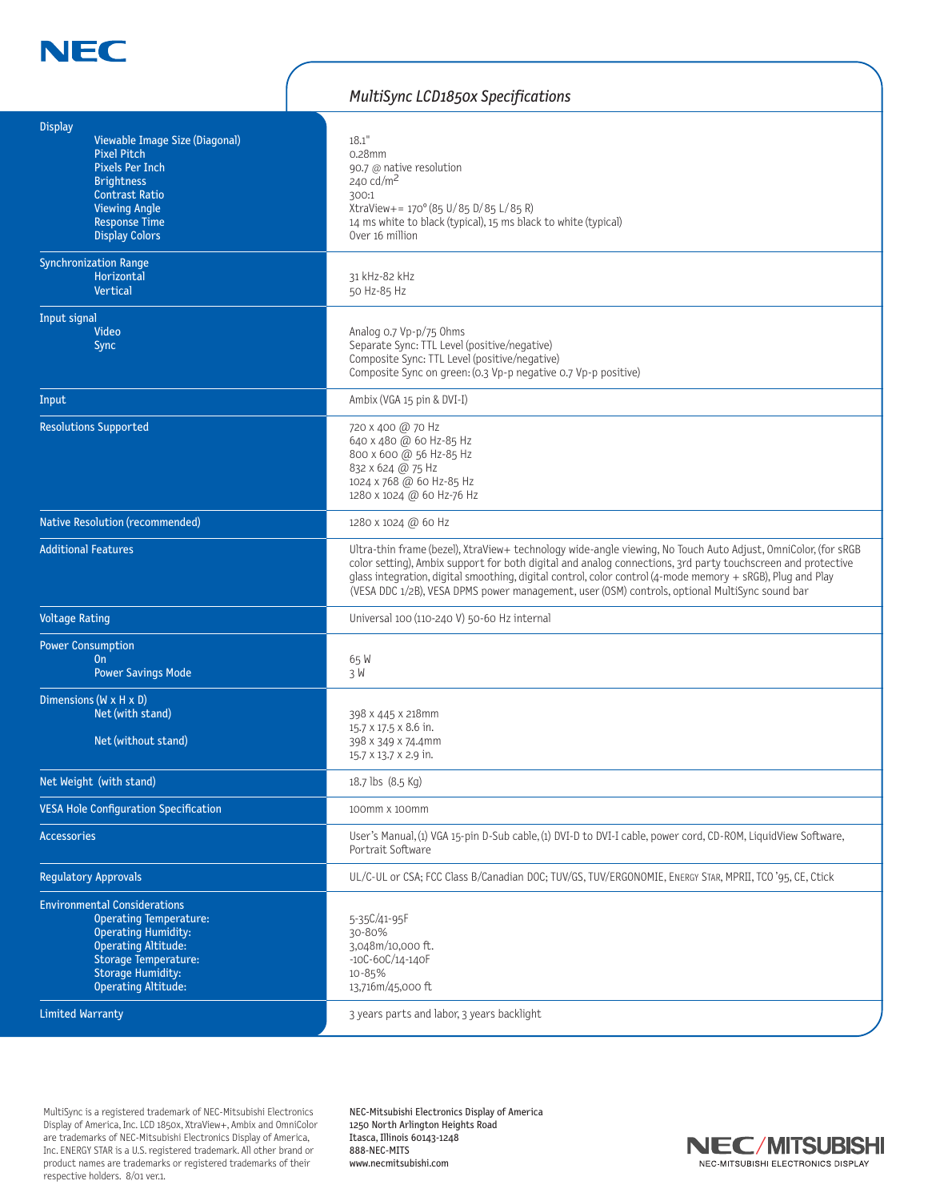NEC

## MultiSync LCD1850x Specifications

| | |
|---|---|
| **Display** | |
| Viewable Image Size (Diagonal) | 18.1" |
| Pixel Pitch | 0.28mm |
| Pixels Per Inch | 90.7 @ native resolution |
| Brightness | 240 cd/m$^2$ |
| Contrast Ratio | 300:1 |
| Viewing Angle | XtraView+= 170° (85 U/85 D/85 L/85 R) |
| Response Time | 14 ms white to black (typical), 15 ms black to white (typical) |
| Display Colors | Over 16 million |
| **Synchronization Range** | |
| Horizontal | 31 kHz-82 kHz |
| Vertical | 50 Hz-85 Hz |
| **Input signal** | |
| Video | Analog 0.7 Vp-p/75 Ohms |
| Sync | Separate Sync: TTL Level (positive/negative)<br>Composite Sync: TTL Level (positive/negative)<br>Composite Sync on green: (0.3 Vp-p negative 0.7 Vp-p positive) |
| **Input** | Ambix (VGA 15 pin & DVI-I) |
| **Resolutions Supported** | 720 x 400 @ 70 Hz<br>640 x 480 @ 60 Hz-85 Hz<br>800 x 600 @ 56 Hz-85 Hz<br>832 x 624 @ 75 Hz<br>1024 x 768 @ 60 Hz-85 Hz<br>1280 x 1024 @ 60 Hz-76 Hz |
| **Native Resolution (recommended)** | 1280 x 1024 @ 60 Hz |
| **Additional Features** | Ultra-thin frame (bezel), XtraView+ technology wide-angle viewing, No Touch Auto Adjust, OmniColor, (for sRGB color setting), Ambix support for both digital and analog connections, 3rd party touchscreen and protective glass integration, digital smoothing, digital control, color control (4-mode memory + sRGB), Plug and Play (VESA DDC 1/2B), VESA DPMS power management, user (OSM) controls, optional MultiSync sound bar |
| **Voltage Rating** | Universal 100 (110-240 V) 50-60 Hz internal |
| **Power Consumption** | |
| On | 65 W |
| Power Savings Mode | 3 W |
| **Dimensions (W x H x D)** | |
| Net (with stand) | 398 x 445 x 218mm<br>15.7 x 17.5 x 8.6 in. |
| Net (without stand) | 398 x 349 x 74.4mm<br>15.7 x 13.7 x 2.9 in. |
| **Net Weight (with stand)** | 18.7 lbs (8.5 Kg) |
| **VESA Hole Configuration Specification** | 100mm x 100mm |
| **Accessories** | User's Manual, (1) VGA 15-pin D-Sub cable, (1) DVI-D to DVI-I cable, power cord, CD-ROM, LiquidView Software, Portrait Software |
| **Regulatory Approvals** | UL/C-UL or CSA; FCC Class B/Canadian DOC; TUV/GS, TUV/ERGONOMIE, ENERGY STAR, MPRII, TCO '95, CE, Ctick |
| **Environmental Considerations** | |
| Operating Temperature: | 5-35C/41-95F |
| Operating Humidity: | 30-80% |
| Operating Altitude: | 3,048m/10,000 ft. |
| Storage Temperature: | -10C-60C/14-140F |
| Storage Humidity: | 10-85% |
| Operating Altitude: | 13,716m/45,000 ft |
| **Limited Warranty** | 3 years parts and labor, 3 years backlight |

MultiSync is a registered trademark of NEC-Mitsubishi Electronics Display of America, Inc. LCD 1850x, XtraView+, Ambix and OmniColor are trademarks of NEC-Mitsubishi Electronics Display of America, Inc. ENERGY STAR is a U.S. registered trademark. All other brand or product names are trademarks or registered trademarks of their respective holders. 8/01 ver.1.

**NEC-Mitsubishi Electronics Display of America**
**1250 North Arlington Heights Road**
**Itasca, Illinois 60143-1248**
**888-NEC-MITS**
**www.necmitsubishi.com**

NEC/MITSUBISHI
NEC-MITSUBISHI ELECTRONICS DISPLAY